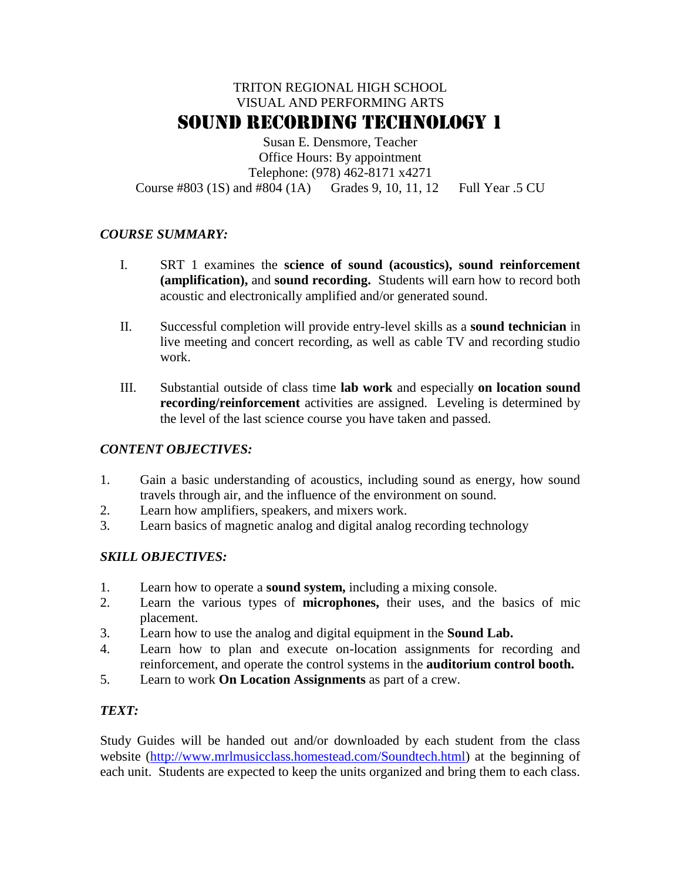TRITON REGIONAL HIGH SCHOOL

VISUAL AND PERFORMING ARTS

# SOUND RECORDING TECHNOLOGY 1

Susan E. Densmore, Teacher

Office Hours: By appointment

Telephone: (978) 462-8171 x4271

Course #803 (1S) and #804 (1A)  Grades 9, 10, 11, 12  Full Year .5 CU

## *COURSE SUMMARY:*

I. SRT 1 examines the **science of sound (acoustics), sound reinforcement (amplification),** and **sound recording.** Students will earn how to record both acoustic and electronically amplified and/or generated sound.

II. Successful completion will provide entry-level skills as a **sound technician** in live meeting and concert recording, as well as cable TV and recording studio work.

III. Substantial outside of class time **lab work** and especially **on location sound recording/reinforcement** activities are assigned. Leveling is determined by the level of the last science course you have taken and passed.

## *CONTENT OBJECTIVES:*

1. Gain a basic understanding of acoustics, including sound as energy, how sound travels through air, and the influence of the environment on sound.
2. Learn how amplifiers, speakers, and mixers work.
3. Learn basics of magnetic analog and digital analog recording technology

## *SKILL OBJECTIVES:*

1. Learn how to operate a **sound system,** including a mixing console.
2. Learn the various types of **microphones,** their uses, and the basics of mic placement.
3. Learn how to use the analog and digital equipment in the **Sound Lab.**
4. Learn how to plan and execute on-location assignments for recording and reinforcement, and operate the control systems in the **auditorium control booth.**
5. Learn to work **On Location Assignments** as part of a crew.

## *TEXT:*

Study Guides will be handed out and/or downloaded by each student from the class website (http://www.mrlmusicclass.homestead.com/Soundtech.html) at the beginning of each unit. Students are expected to keep the units organized and bring them to each class.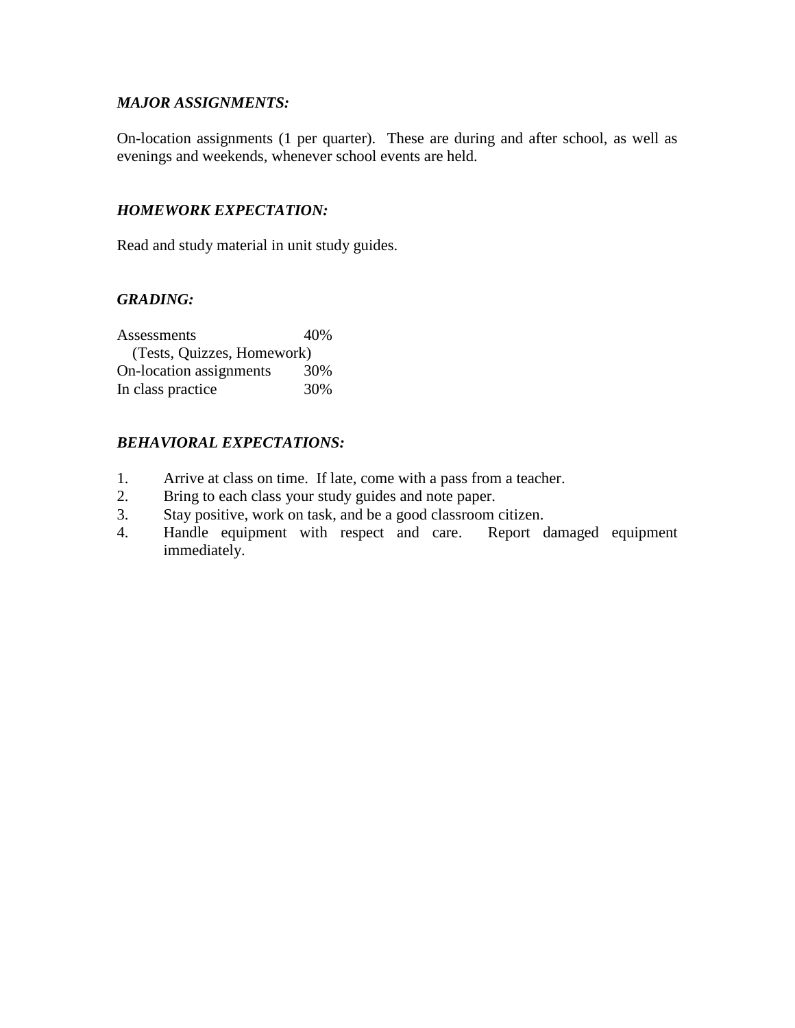***MAJOR ASSIGNMENTS:***

On-location assignments (1 per quarter).  These are during and after school, as well as evenings and weekends, whenever school events are held.

***HOMEWORK EXPECTATION:***

Read and study material in unit study guides.

***GRADING:***

| | |
|---|---|
| Assessments<br>(Tests, Quizzes, Homework) | 40% |
| On-location assignments | 30% |
| In class practice | 30% |

***BEHAVIORAL EXPECTATIONS:***

1. Arrive at class on time.  If late, come with a pass from a teacher.
2. Bring to each class your study guides and note paper.
3. Stay positive, work on task, and be a good classroom citizen.
4. Handle equipment with respect and care.  Report damaged equipment immediately.